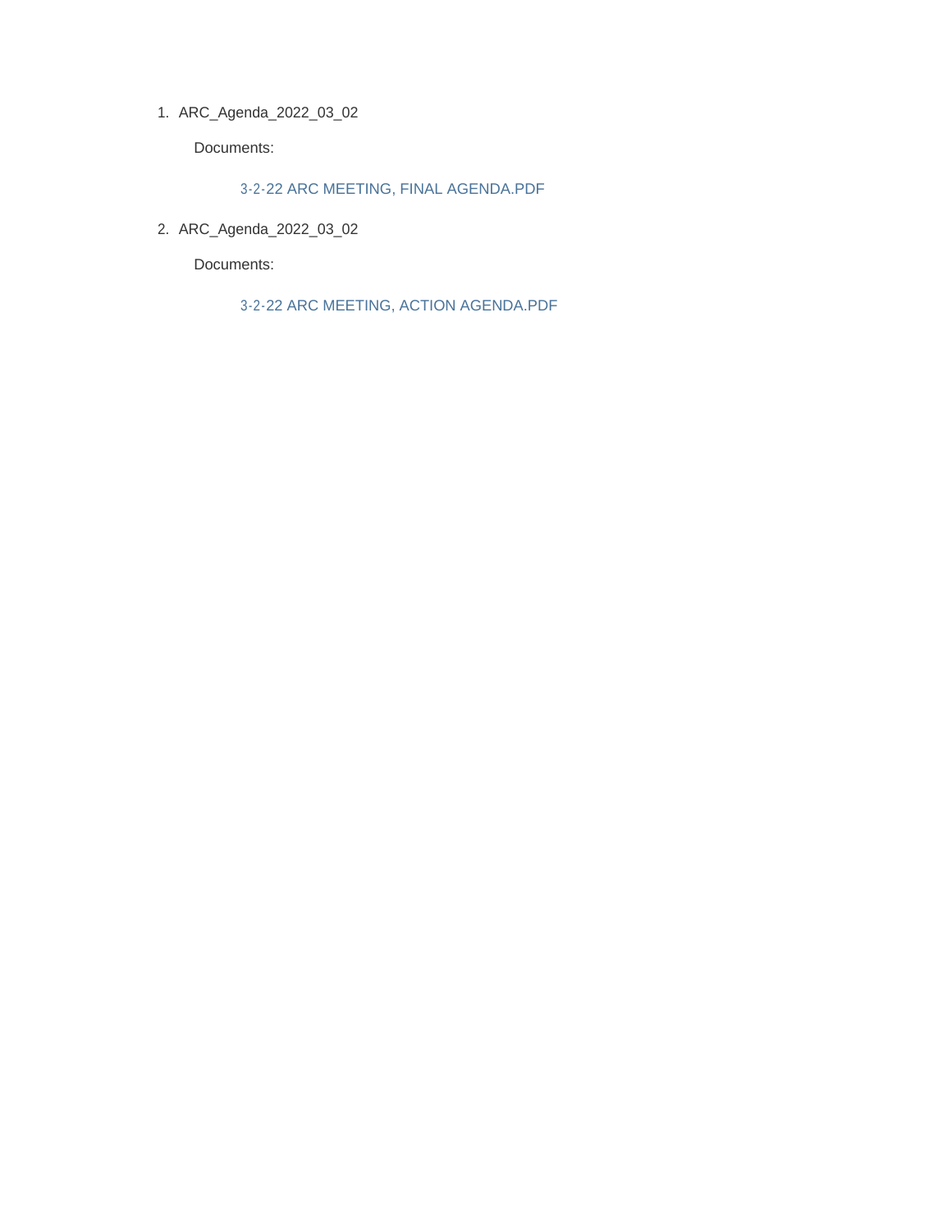1. ARC_Agenda_2022_03_02

   Documents:

   3-2-22 ARC MEETING, FINAL AGENDA.PDF

2. ARC_Agenda_2022_03_02

   Documents:

   3-2-22 ARC MEETING, ACTION AGENDA.PDF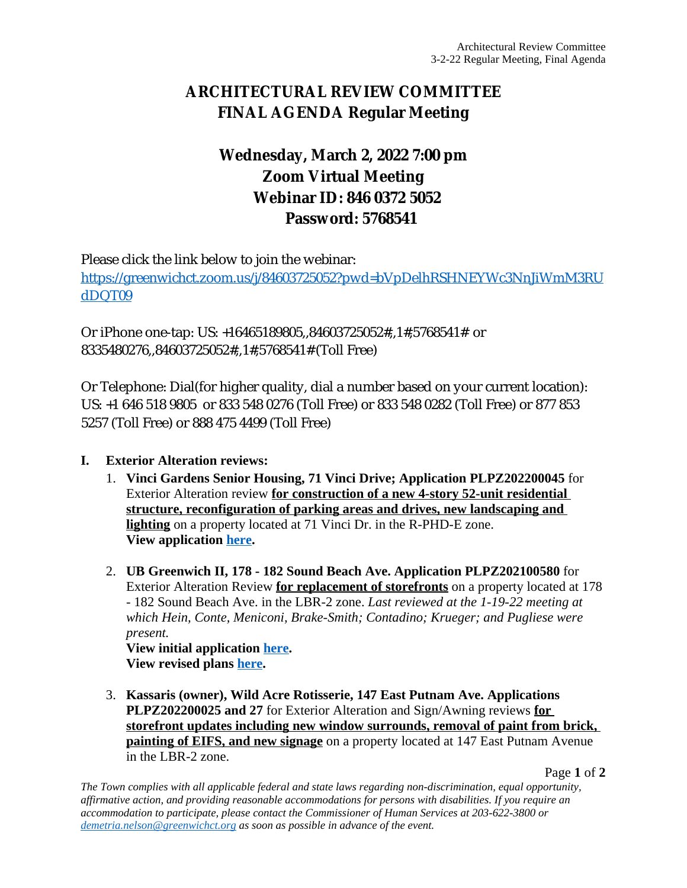# ARCHITECTURAL REVIEW COMMITTEE
# FINAL AGENDA Regular Meeting

## Wednesday, March 2, 2022 7:00 pm
## Zoom Virtual Meeting
## Webinar ID: 846 0372 5052
## Password: 5768541

Please click the link below to join the webinar:
[https://greenwichct.zoom.us/j/84603725052?pwd=bVpDelhRSHNEYWc3NnJiWmM3RUdDQT09](https://greenwichct.zoom.us/j/84603725052?pwd=bVpDelhRSHNEYWc3NnJiWmM3RUdDQT09)

Or iPhone one-tap: US: +16465189805,,84603725052#,,1#,5768541# or 8335480276,,84603725052#,,1#,5768541# (Toll Free)

Or Telephone: Dial(for higher quality, dial a number based on your current location): US: +1 646 518 9805 or 833 548 0276 (Toll Free) or 833 548 0282 (Toll Free) or 877 853 5257 (Toll Free) or 888 475 4499 (Toll Free)

**I. Exterior Alteration reviews:**

1. **Vinci Gardens Senior Housing, 71 Vinci Drive; Application PLPZ202200045** for Exterior Alteration review **for construction of a new 4-story 52-unit residential structure, reconfiguration of parking areas and drives, new landscaping and lighting** on a property located at 71 Vinci Dr. in the R-PHD-E zone.
   **View application here.**

2. **UB Greenwich II, 178 - 182 Sound Beach Ave. Application PLPZ202100580** for Exterior Alteration Review **for replacement of storefronts** on a property located at 178 - 182 Sound Beach Ave. in the LBR-2 zone. *Last reviewed at the 1-19-22 meeting at which Hein, Conte, Meniconi, Brake-Smith; Contadino; Krueger; and Pugliese were present.*
   **View initial application here.**
   **View revised plans here.**

3. **Kassaris (owner), Wild Acre Rotisserie, 147 East Putnam Ave. Applications PLPZ202200025 and 27** for Exterior Alteration and Sign/Awning reviews **for storefront updates including new window surrounds, removal of paint from brick, painting of EIFS, and new signage** on a property located at 147 East Putnam Avenue in the LBR-2 zone.

*The Town complies with all applicable federal and state laws regarding non-discrimination, equal opportunity, affirmative action, and providing reasonable accommodations for persons with disabilities. If you require an accommodation to participate, please contact the Commissioner of Human Services at 203-622-3800 or [demetria.nelson@greenwichct.org](mailto:demetria.nelson@greenwichct.org) as soon as possible in advance of the event.*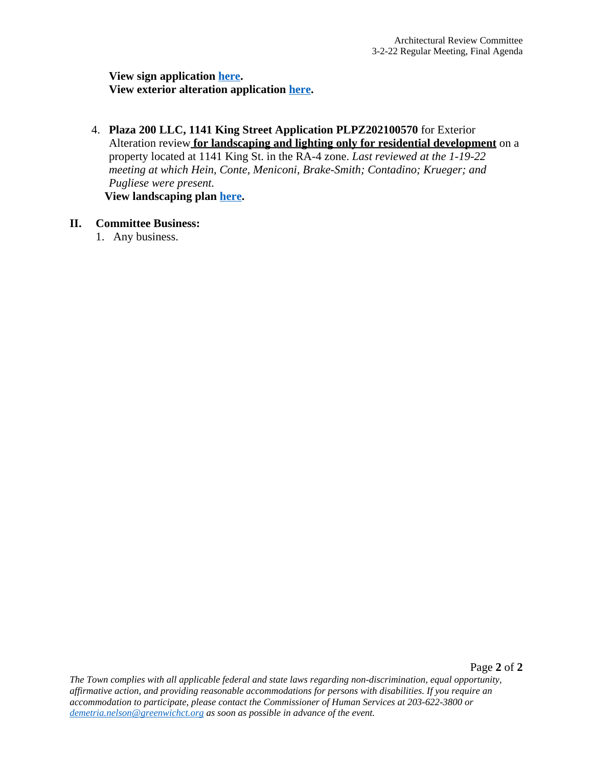**View sign application here.**
**View exterior alteration application here.**

4. **Plaza 200 LLC, 1141 King Street Application PLPZ202100570** for Exterior Alteration review **for landscaping and lighting only for residential development** on a property located at 1141 King St. in the RA-4 zone. *Last reviewed at the 1-19-22 meeting at which Hein, Conte, Meniconi, Brake-Smith; Contadino; Krueger; and Pugliese were present.*
   **View landscaping plan here.**

## II. Committee Business:

1. Any business.

*The Town complies with all applicable federal and state laws regarding non-discrimination, equal opportunity, affirmative action, and providing reasonable accommodations for persons with disabilities. If you require an accommodation to participate, please contact the Commissioner of Human Services at 203-622-3800 or demetria.nelson@greenwichct.org as soon as possible in advance of the event.*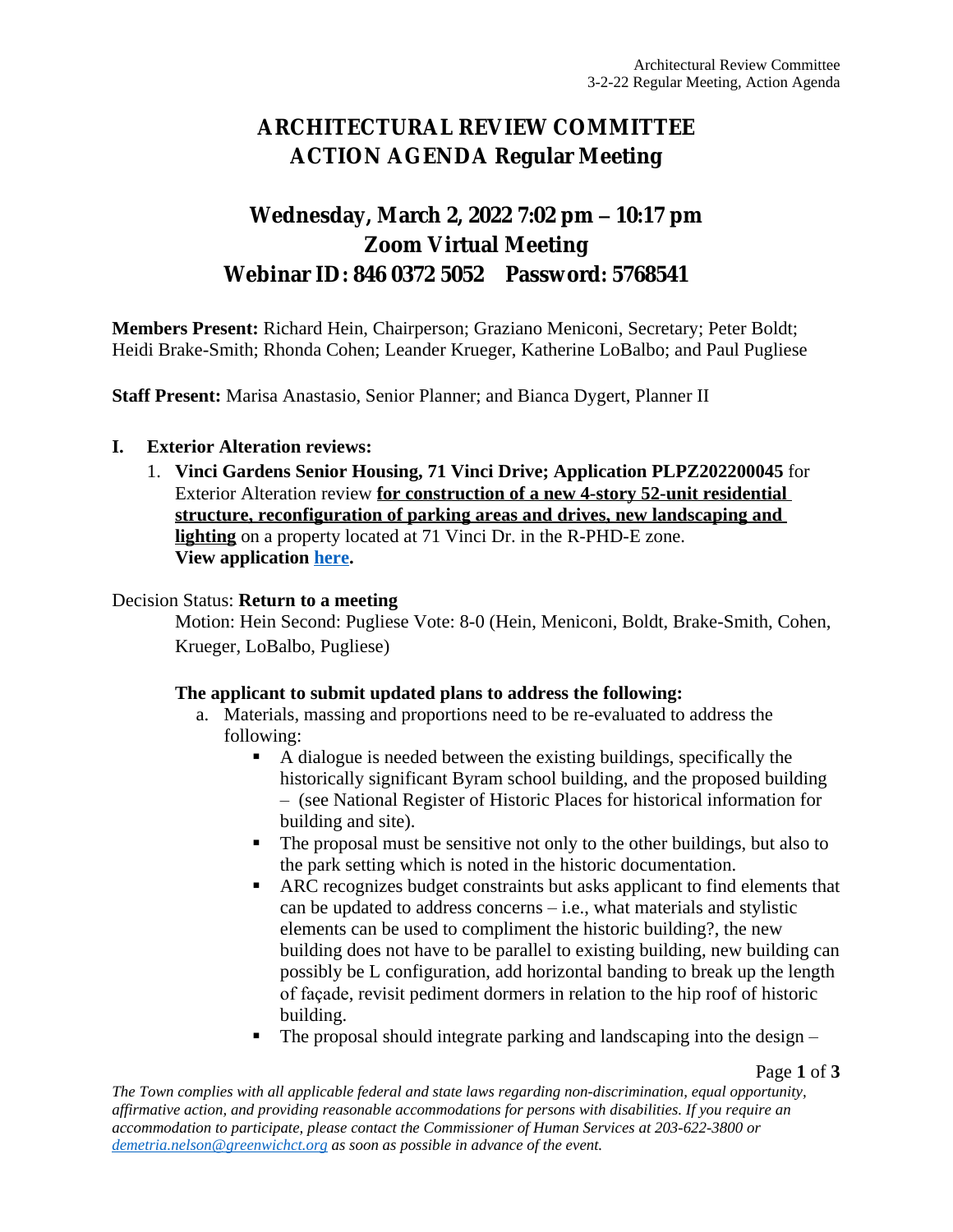# ARCHITECTURAL REVIEW COMMITTEE
# ACTION AGENDA Regular Meeting

## Wednesday, March 2, 2022 7:02 pm – 10:17 pm
## Zoom Virtual Meeting
## Webinar ID: 846 0372 5052  Password: 5768541

**Members Present:** Richard Hein, Chairperson; Graziano Meniconi, Secretary; Peter Boldt; Heidi Brake-Smith; Rhonda Cohen; Leander Krueger, Katherine LoBalbo; and Paul Pugliese

**Staff Present:** Marisa Anastasio, Senior Planner; and Bianca Dygert, Planner II

**I. Exterior Alteration reviews:**

1. **Vinci Gardens Senior Housing, 71 Vinci Drive; Application PLPZ202200045** for Exterior Alteration review **for construction of a new 4-story 52-unit residential structure, reconfiguration of parking areas and drives, new landscaping and lighting** on a property located at 71 Vinci Dr. in the R-PHD-E zone.
   **View application here.**

Decision Status: **Return to a meeting**

Motion: Hein Second: Pugliese Vote: 8-0 (Hein, Meniconi, Boldt, Brake-Smith, Cohen, Krueger, LoBalbo, Pugliese)

**The applicant to submit updated plans to address the following:**

a. Materials, massing and proportions need to be re-evaluated to address the following:
   - A dialogue is needed between the existing buildings, specifically the historically significant Byram school building, and the proposed building – (see National Register of Historic Places for historical information for building and site).
   - The proposal must be sensitive not only to the other buildings, but also to the park setting which is noted in the historic documentation.
   - ARC recognizes budget constraints but asks applicant to find elements that can be updated to address concerns – i.e., what materials and stylistic elements can be used to compliment the historic building?, the new building does not have to be parallel to existing building, new building can possibly be L configuration, add horizontal banding to break up the length of façade, revisit pediment dormers in relation to the hip roof of historic building.
   - The proposal should integrate parking and landscaping into the design –

*The Town complies with all applicable federal and state laws regarding non-discrimination, equal opportunity, affirmative action, and providing reasonable accommodations for persons with disabilities. If you require an accommodation to participate, please contact the Commissioner of Human Services at 203-622-3800 or demetria.nelson@greenwichct.org as soon as possible in advance of the event.*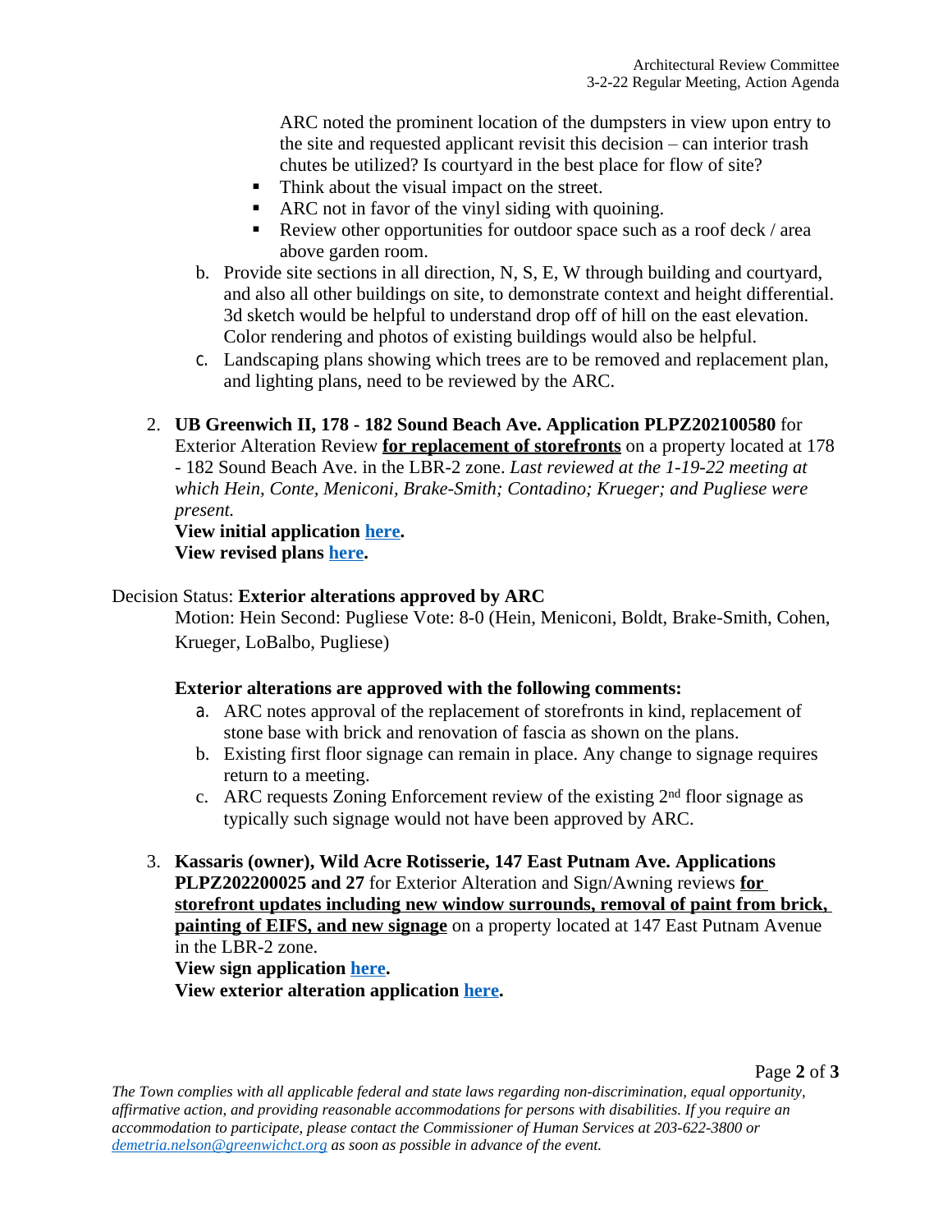ARC noted the prominent location of the dumpsters in view upon entry to the site and requested applicant revisit this decision – can interior trash chutes be utilized? Is courtyard in the best place for flow of site?

- Think about the visual impact on the street.
- ARC not in favor of the vinyl siding with quoining.
- Review other opportunities for outdoor space such as a roof deck / area above garden room.

b. Provide site sections in all direction, N, S, E, W through building and courtyard, and also all other buildings on site, to demonstrate context and height differential. 3d sketch would be helpful to understand drop off of hill on the east elevation. Color rendering and photos of existing buildings would also be helpful.

c. Landscaping plans showing which trees are to be removed and replacement plan, and lighting plans, need to be reviewed by the ARC.

2. **UB Greenwich II, 178 - 182 Sound Beach Ave. Application PLPZ202100580** for Exterior Alteration Review **for replacement of storefronts** on a property located at 178 - 182 Sound Beach Ave. in the LBR-2 zone. *Last reviewed at the 1-19-22 meeting at which Hein, Conte, Meniconi, Brake-Smith; Contadino; Krueger; and Pugliese were present.*
   **View initial application here.**
   **View revised plans here.**

Decision Status: **Exterior alterations approved by ARC**

Motion: Hein Second: Pugliese Vote: 8-0 (Hein, Meniconi, Boldt, Brake-Smith, Cohen, Krueger, LoBalbo, Pugliese)

**Exterior alterations are approved with the following comments:**

a. ARC notes approval of the replacement of storefronts in kind, replacement of stone base with brick and renovation of fascia as shown on the plans.

b. Existing first floor signage can remain in place. Any change to signage requires return to a meeting.

c. ARC requests Zoning Enforcement review of the existing 2nd floor signage as typically such signage would not have been approved by ARC.

3. **Kassaris (owner), Wild Acre Rotisserie, 147 East Putnam Ave. Applications PLPZ202200025 and 27** for Exterior Alteration and Sign/Awning reviews **for storefront updates including new window surrounds, removal of paint from brick, painting of EIFS, and new signage** on a property located at 147 East Putnam Avenue in the LBR-2 zone.
   **View sign application here.**
   **View exterior alteration application here.**

*The Town complies with all applicable federal and state laws regarding non-discrimination, equal opportunity, affirmative action, and providing reasonable accommodations for persons with disabilities. If you require an accommodation to participate, please contact the Commissioner of Human Services at 203-622-3800 or demetria.nelson@greenwichct.org as soon as possible in advance of the event.*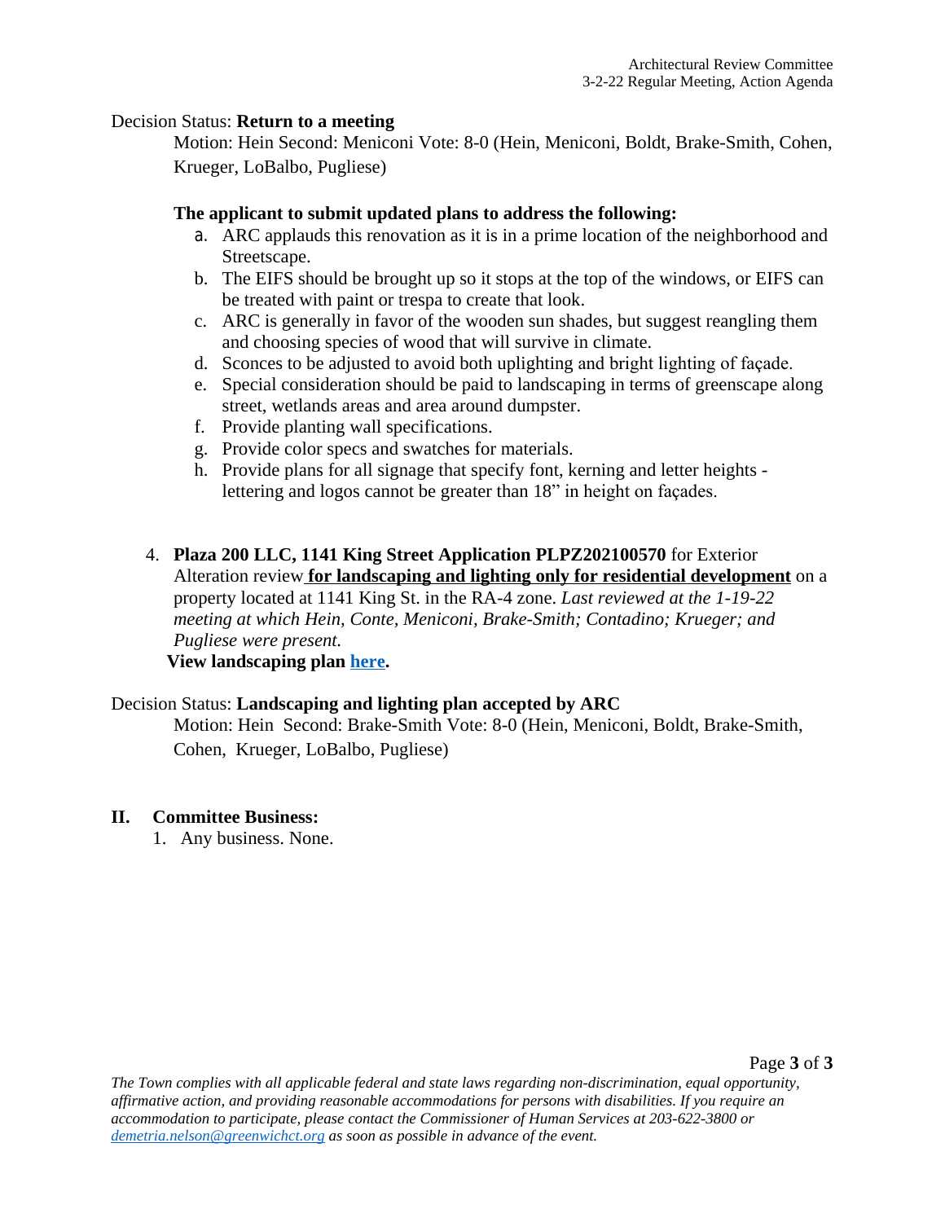Decision Status: **Return to a meeting**

Motion: Hein Second: Meniconi Vote: 8-0 (Hein, Meniconi, Boldt, Brake-Smith, Cohen, Krueger, LoBalbo, Pugliese)

**The applicant to submit updated plans to address the following:**

a. ARC applauds this renovation as it is in a prime location of the neighborhood and Streetscape.
b. The EIFS should be brought up so it stops at the top of the windows, or EIFS can be treated with paint or trespa to create that look.
c. ARC is generally in favor of the wooden sun shades, but suggest reangling them and choosing species of wood that will survive in climate.
d. Sconces to be adjusted to avoid both uplighting and bright lighting of façade.
e. Special consideration should be paid to landscaping in terms of greenscape along street, wetlands areas and area around dumpster.
f. Provide planting wall specifications.
g. Provide color specs and swatches for materials.
h. Provide plans for all signage that specify font, kerning and letter heights - lettering and logos cannot be greater than 18" in height on façades.

4. **Plaza 200 LLC, 1141 King Street Application PLPZ202100570** for Exterior Alteration review **for landscaping and lighting only for residential development** on a property located at 1141 King St. in the RA-4 zone. *Last reviewed at the 1-19-22 meeting at which Hein, Conte, Meniconi, Brake-Smith; Contadino; Krueger; and Pugliese were present.*

   **View landscaping plan here.**

Decision Status: **Landscaping and lighting plan accepted by ARC**

Motion: Hein Second: Brake-Smith Vote: 8-0 (Hein, Meniconi, Boldt, Brake-Smith, Cohen, Krueger, LoBalbo, Pugliese)

## II. Committee Business:

1. Any business. None.

*The Town complies with all applicable federal and state laws regarding non-discrimination, equal opportunity, affirmative action, and providing reasonable accommodations for persons with disabilities. If you require an accommodation to participate, please contact the Commissioner of Human Services at 203-622-3800 or demetria.nelson@greenwichct.org as soon as possible in advance of the event.*